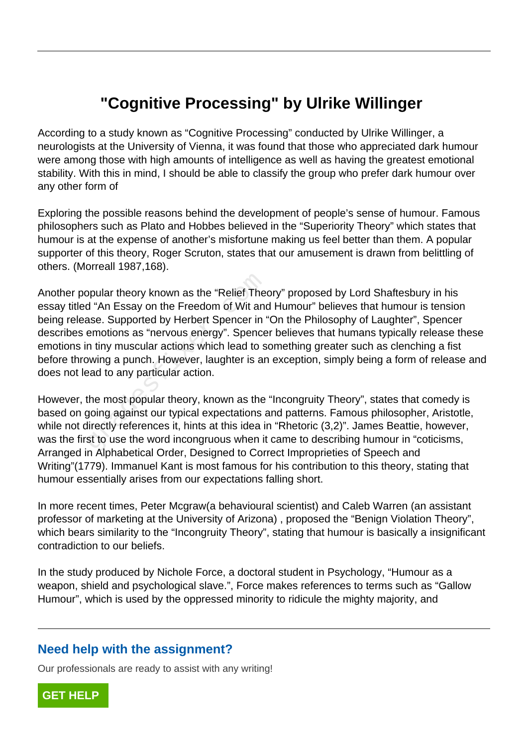# "Cognitive Processing" by Ulrike Willinger

According to a study known as “Cognitive Processing” conducted by Ulrike Willinger, a neurologists at the University of Vienna, it was found that those who appreciated dark humour were among those with high amounts of intelligence as well as having the greatest emotional stability. With this in mind, I should be able to classify the group who prefer dark humour over any other form of

Exploring the possible reasons behind the development of people’s sense of humour. Famous philosophers such as Plato and Hobbes believed in the “Superiority Theory” which states that humour is at the expense of another’s misfortune making us feel better than them. A popular supporter of this theory, Roger Scruton, states that our amusement is drawn from belittling of others. (Morreall 1987,168).

Another popular theory known as the “Relief Theory” proposed by Lord Shaftesbury in his essay titled “An Essay on the Freedom of Wit and Humour” believes that humour is tension being release. Supported by Herbert Spencer in “On the Philosophy of Laughter”, Spencer describes emotions as “nervous energy”. Spencer believes that humans typically release these emotions in tiny muscular actions which lead to something greater such as clenching a fist before throwing a punch. However, laughter is an exception, simply being a form of release and does not lead to any particular action.

However, the most popular theory, known as the “Incongruity Theory”, states that comedy is based on going against our typical expectations and patterns. Famous philosopher, Aristotle, while not directly references it, hints at this idea in “Rhetoric (3,2)”. James Beattie, however, was the first to use the word incongruous when it came to describing humour in “coticisms, Arranged in Alphabetical Order, Designed to Correct Improprieties of Speech and Writing”(1779). Immanuel Kant is most famous for his contribution to this theory, stating that humour essentially arises from our expectations falling short.

In more recent times, Peter Mcgraw(a behavioural scientist) and Caleb Warren (an assistant professor of marketing at the University of Arizona) , proposed the “Benign Violation Theory”, which bears similarity to the “Incongruity Theory”, stating that humour is basically a insignificant contradiction to our beliefs.

In the study produced by Nichole Force, a doctoral student in Psychology, “Humour as a weapon, shield and psychological slave.”, Force makes references to terms such as “Gallow Humour”, which is used by the oppressed minority to ridicule the mighty majority, and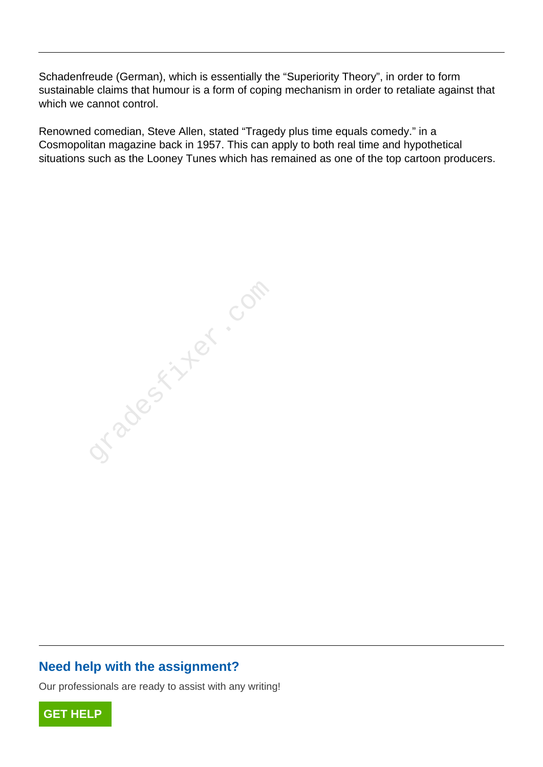Schadenfreude (German), which is essentially the “Superiority Theory”, in order to form sustainable claims that humour is a form of coping mechanism in order to retaliate against that which we cannot control.

Renowned comedian, Steve Allen, stated “Tragedy plus time equals comedy.” in a Cosmopolitan magazine back in 1957. This can apply to both real time and hypothetical situations such as the Looney Tunes which has remained as one of the top cartoon producers.